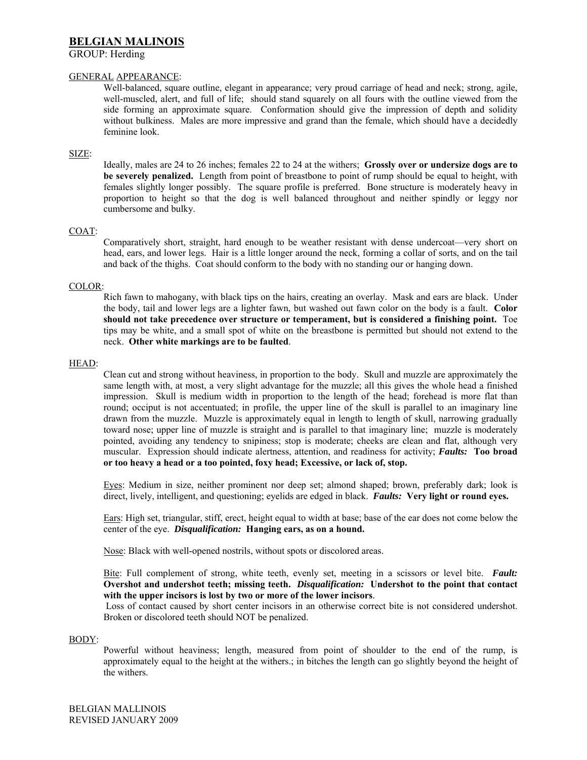# BELGIAN MALINOIS

GROUP: Herding

## GENERAL APPEARANCE:

Well-balanced, square outline, elegant in appearance; very proud carriage of head and neck; strong, agile, well-muscled, alert, and full of life; should stand squarely on all fours with the outline viewed from the side forming an approximate square. Conformation should give the impression of depth and solidity without bulkiness. Males are more impressive and grand than the female, which should have a decidedly feminine look.

## SIZE:

Ideally, males are 24 to 26 inches; females 22 to 24 at the withers; **Grossly over or undersize dogs are to be severely penalized.** Length from point of breastbone to point of rump should be equal to height, with females slightly longer possibly. The square profile is preferred. Bone structure is moderately heavy in proportion to height so that the dog is well balanced throughout and neither spindly or leggy nor cumbersome and bulky.

## COAT:

Comparatively short, straight, hard enough to be weather resistant with dense undercoat—very short on head, ears, and lower legs. Hair is a little longer around the neck, forming a collar of sorts, and on the tail and back of the thighs. Coat should conform to the body with no standing our or hanging down.

## COLOR:

Rich fawn to mahogany, with black tips on the hairs, creating an overlay. Mask and ears are black. Under the body, tail and lower legs are a lighter fawn, but washed out fawn color on the body is a fault. **Color should not take precedence over structure or temperament, but is considered a finishing point.** Toe tips may be white, and a small spot of white on the breastbone is permitted but should not extend to the neck. **Other white markings are to be faulted**.

## HEAD:

Clean cut and strong without heaviness, in proportion to the body. Skull and muzzle are approximately the same length with, at most, a very slight advantage for the muzzle; all this gives the whole head a finished impression. Skull is medium width in proportion to the length of the head; forehead is more flat than round; occiput is not accentuated; in profile, the upper line of the skull is parallel to an imaginary line drawn from the muzzle. Muzzle is approximately equal in length to length of skull, narrowing gradually toward nose; upper line of muzzle is straight and is parallel to that imaginary line; muzzle is moderately pointed, avoiding any tendency to sniipiness; stop is moderate; cheeks are clean and flat, although very muscular. Expression should indicate alertness, attention, and readiness for activity; ***Faults:*** **Too broad or too heavy a head or a too pointed, foxy head; Excessive, or lack of, stop.**

Eyes: Medium in size, neither prominent nor deep set; almond shaped; brown, preferably dark; look is direct, lively, intelligent, and questioning; eyelids are edged in black. ***Faults:*** **Very light or round eyes.**

Ears: High set, triangular, stiff, erect, height equal to width at base; base of the ear does not come below the center of the eye. ***Disqualification:*** **Hanging ears, as on a hound.**

Nose: Black with well-opened nostrils, without spots or discolored areas.

Bite: Full complement of strong, white teeth, evenly set, meeting in a scissors or level bite. ***Fault:*** **Overshot and undershot teeth; missing teeth.** ***Disqualification:*** **Undershot to the point that contact with the upper incisors is lost by two or more of the lower incisors**.

Loss of contact caused by short center incisors in an otherwise correct bite is not considered undershot. Broken or discolored teeth should NOT be penalized.

## BODY:

Powerful without heaviness; length, measured from point of shoulder to the end of the rump, is approximately equal to the height at the withers.; in bitches the length can go slightly beyond the height of the withers.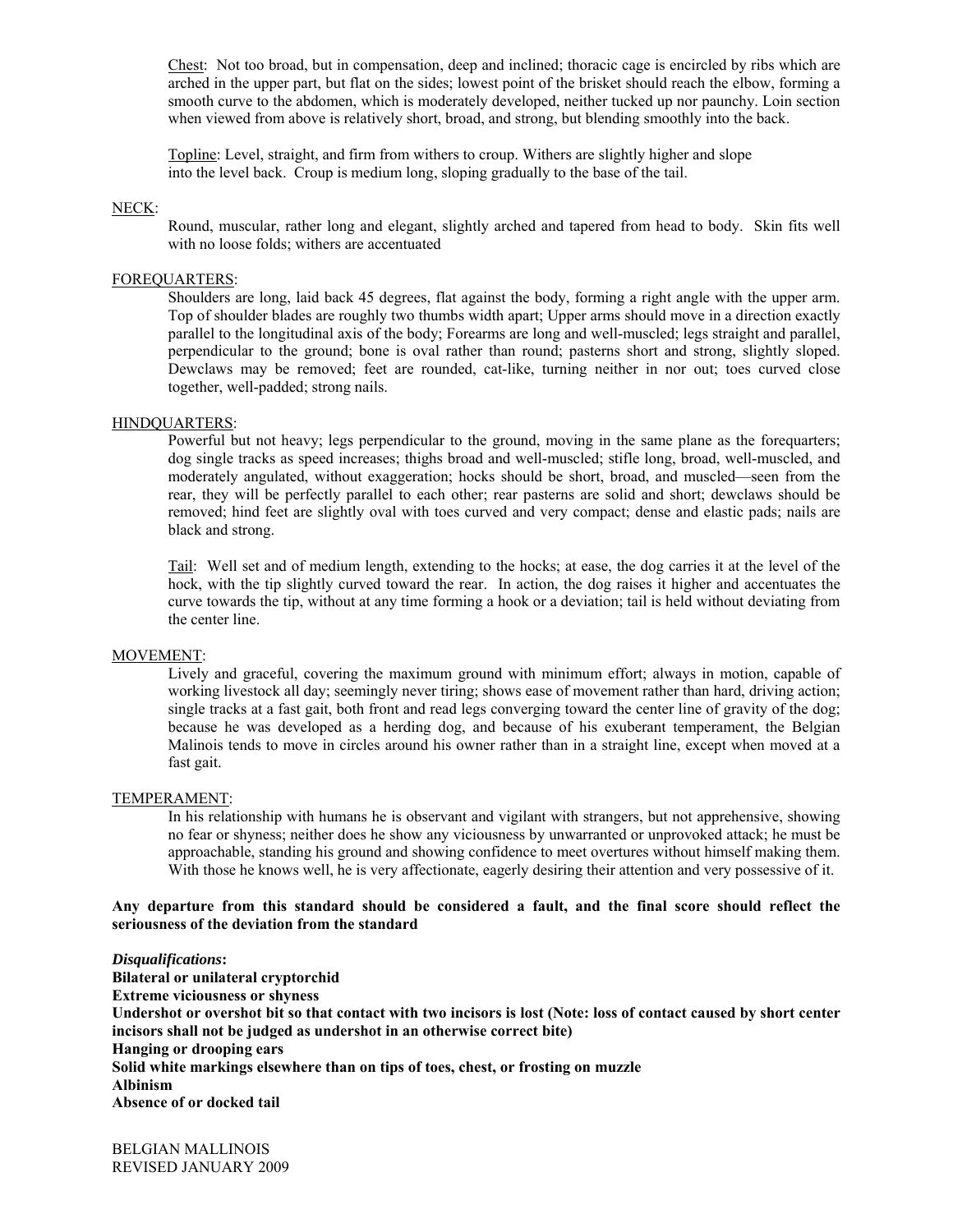Chest: Not too broad, but in compensation, deep and inclined; thoracic cage is encircled by ribs which are arched in the upper part, but flat on the sides; lowest point of the brisket should reach the elbow, forming a smooth curve to the abdomen, which is moderately developed, neither tucked up nor paunchy. Loin section when viewed from above is relatively short, broad, and strong, but blending smoothly into the back.

Topline: Level, straight, and firm from withers to croup. Withers are slightly higher and slope into the level back. Croup is medium long, sloping gradually to the base of the tail.

NECK:

Round, muscular, rather long and elegant, slightly arched and tapered from head to body. Skin fits well with no loose folds; withers are accentuated

FOREQUARTERS:

Shoulders are long, laid back 45 degrees, flat against the body, forming a right angle with the upper arm. Top of shoulder blades are roughly two thumbs width apart; Upper arms should move in a direction exactly parallel to the longitudinal axis of the body; Forearms are long and well-muscled; legs straight and parallel, perpendicular to the ground; bone is oval rather than round; pasterns short and strong, slightly sloped. Dewclaws may be removed; feet are rounded, cat-like, turning neither in nor out; toes curved close together, well-padded; strong nails.

HINDQUARTERS:

Powerful but not heavy; legs perpendicular to the ground, moving in the same plane as the forequarters; dog single tracks as speed increases; thighs broad and well-muscled; stifle long, broad, well-muscled, and moderately angulated, without exaggeration; hocks should be short, broad, and muscled—seen from the rear, they will be perfectly parallel to each other; rear pasterns are solid and short; dewclaws should be removed; hind feet are slightly oval with toes curved and very compact; dense and elastic pads; nails are black and strong.

Tail: Well set and of medium length, extending to the hocks; at ease, the dog carries it at the level of the hock, with the tip slightly curved toward the rear. In action, the dog raises it higher and accentuates the curve towards the tip, without at any time forming a hook or a deviation; tail is held without deviating from the center line.

MOVEMENT:

Lively and graceful, covering the maximum ground with minimum effort; always in motion, capable of working livestock all day; seemingly never tiring; shows ease of movement rather than hard, driving action; single tracks at a fast gait, both front and read legs converging toward the center line of gravity of the dog; because he was developed as a herding dog, and because of his exuberant temperament, the Belgian Malinois tends to move in circles around his owner rather than in a straight line, except when moved at a fast gait.

TEMPERAMENT:

In his relationship with humans he is observant and vigilant with strangers, but not apprehensive, showing no fear or shyness; neither does he show any viciousness by unwarranted or unprovoked attack; he must be approachable, standing his ground and showing confidence to meet overtures without himself making them. With those he knows well, he is very affectionate, eagerly desiring their attention and very possessive of it.

**Any departure from this standard should be considered a fault, and the final score should reflect the seriousness of the deviation from the standard**

***Disqualifications*:**

**Bilateral or unilateral cryptorchid**

**Extreme viciousness or shyness**

**Undershot or overshot bit so that contact with two incisors is lost (Note: loss of contact caused by short center incisors shall not be judged as undershot in an otherwise correct bite)**

**Hanging or drooping ears**

**Solid white markings elsewhere than on tips of toes, chest, or frosting on muzzle**

**Albinism**

**Absence of or docked tail**

BELGIAN MALLINOIS
REVISED JANUARY 2009